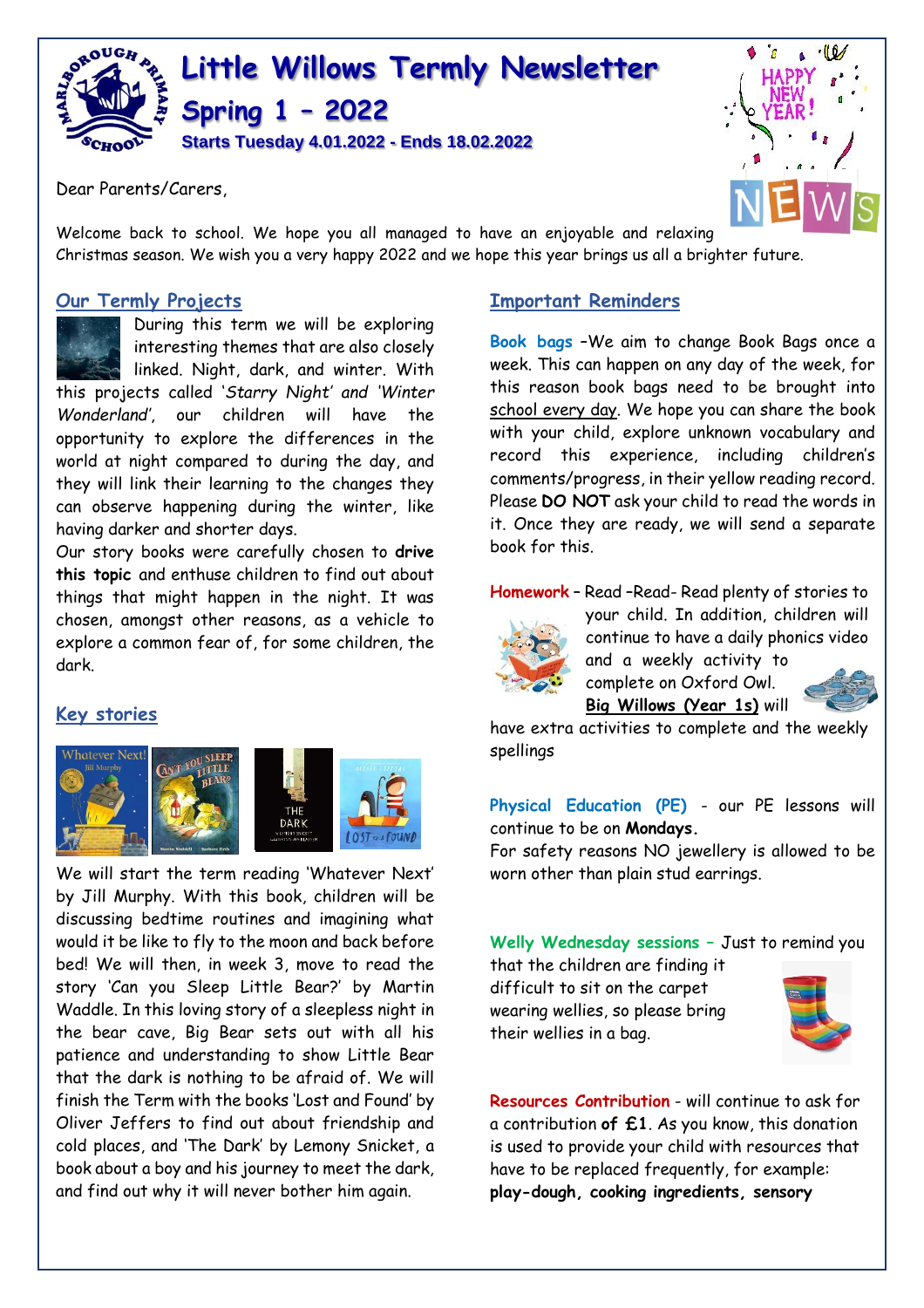# Little Willows Termly Newsletter

## Spring 1 – 2022

**Starts Tuesday 4.01.2022 - Ends 18.02.2022**

Dear Parents/Carers,

Welcome back to school. We hope you all managed to have an enjoyable and relaxing Christmas season. We wish you a very happy 2022 and we hope this year brings us all a brighter future.

### Our Termly Projects

During this term we will be exploring interesting themes that are also closely linked. Night, dark, and winter. With this projects called *'Starry Night' and 'Winter Wonderland'*, our children will have the opportunity to explore the differences in the world at night compared to during the day, and they will link their learning to the changes they can observe happening during the winter, like having darker and shorter days.

Our story books were carefully chosen to **drive this topic** and enthuse children to find out about things that might happen in the night. It was chosen, amongst other reasons, as a vehicle to explore a common fear of, for some children, the dark.

### Key stories

We will start the term reading 'Whatever Next' by Jill Murphy. With this book, children will be discussing bedtime routines and imagining what would it be like to fly to the moon and back before bed! We will then, in week 3, move to read the story 'Can you Sleep Little Bear?' by Martin Waddle. In this loving story of a sleepless night in the bear cave, Big Bear sets out with all his patience and understanding to show Little Bear that the dark is nothing to be afraid of. We will finish the Term with the books 'Lost and Found' by Oliver Jeffers to find out about friendship and cold places, and 'The Dark' by Lemony Snicket, a book about a boy and his journey to meet the dark, and find out why it will never bother him again.

### Important Reminders

**Book bags** –We aim to change Book Bags once a week. This can happen on any day of the week, for this reason book bags need to be brought into school every day. We hope you can share the book with your child, explore unknown vocabulary and record this experience, including children's comments/progress, in their yellow reading record. Please **DO NOT** ask your child to read the words in it. Once they are ready, we will send a separate book for this.

**Homework** – Read –Read- Read plenty of stories to your child. In addition, children will continue to have a daily phonics video and a weekly activity to complete on Oxford Owl. **Big Willows (Year 1s)** will have extra activities to complete and the weekly spellings

**Physical Education (PE)** - our PE lessons will continue to be on **Mondays.**
For safety reasons NO jewellery is allowed to be worn other than plain stud earrings.

**Welly Wednesday sessions** – Just to remind you that the children are finding it difficult to sit on the carpet wearing wellies, so please bring their wellies in a bag.

**Resources Contribution** - will continue to ask for a contribution **of £1**. As you know, this donation is used to provide your child with resources that have to be replaced frequently, for example: **play-dough, cooking ingredients, sensory**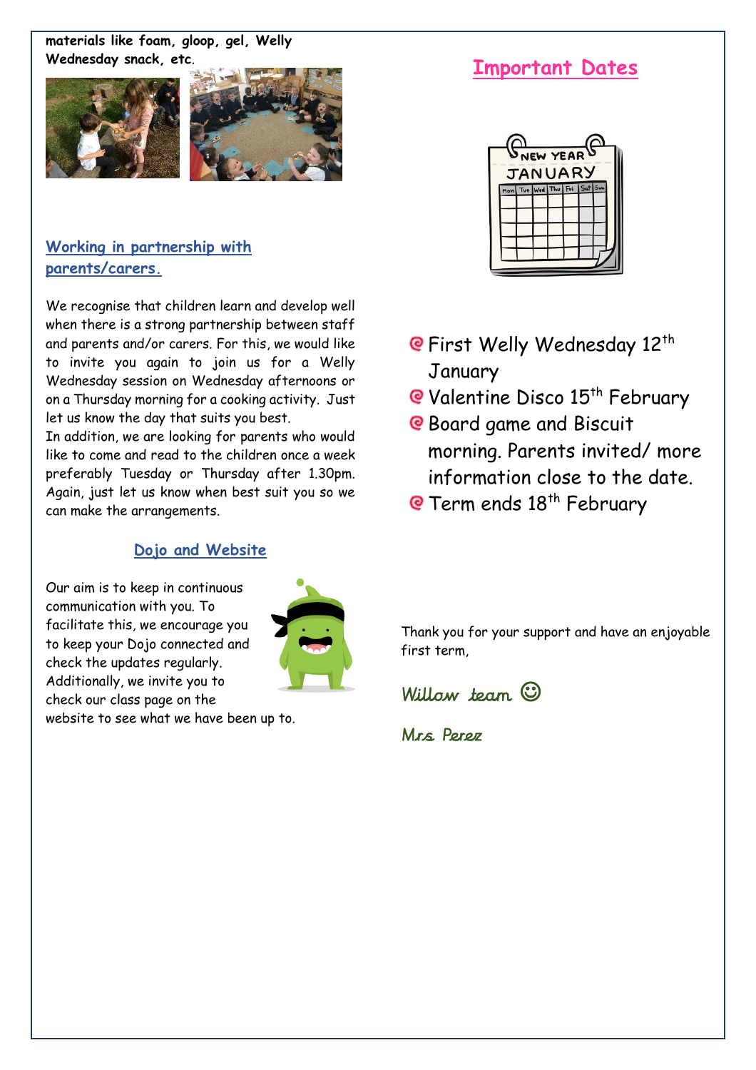**materials like foam, gloop, gel, Welly Wednesday snack, etc.**

## Working in partnership with parents/carers.

We recognise that children learn and develop well when there is a strong partnership between staff and parents and/or carers. For this, we would like to invite you again to join us for a Welly Wednesday session on Wednesday afternoons or on a Thursday morning for a cooking activity. Just let us know the day that suits you best.

In addition, we are looking for parents who would like to come and read to the children once a week preferably Tuesday or Thursday after 1.30pm. Again, just let us know when best suit you so we can make the arrangements.

## Dojo and Website

Our aim is to keep in continuous communication with you. To facilitate this, we encourage you to keep your Dojo connected and check the updates regularly. Additionally, we invite you to check our class page on the website to see what we have been up to.

## Important Dates

- First Welly Wednesday 12th January
- Valentine Disco 15th February
- Board game and Biscuit morning. Parents invited/ more information close to the date.
- Term ends 18th February

Thank you for your support and have an enjoyable first term,

Willow team ☺

Mrs Perez